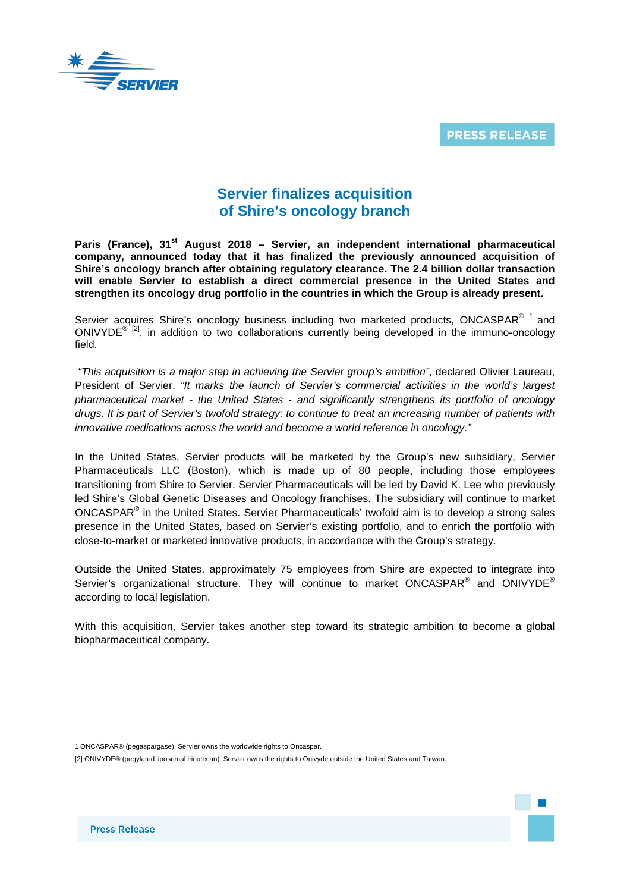PRESS RELEASE

# Servier finalizes acquisition of Shire's oncology branch

**Paris (France), 31st August 2018 – Servier, an independent international pharmaceutical company, announced today that it has finalized the previously announced acquisition of Shire's oncology branch after obtaining regulatory clearance. The 2.4 billion dollar transaction will enable Servier to establish a direct commercial presence in the United States and strengthen its oncology drug portfolio in the countries in which the Group is already present.**

Servier acquires Shire's oncology business including two marketed products, ONCASPAR® [1] and ONIVYDE® [2], in addition to two collaborations currently being developed in the immuno-oncology field.

*"This acquisition is a major step in achieving the Servier group's ambition"*, declared Olivier Laureau, President of Servier. *"It marks the launch of Servier's commercial activities in the world's largest pharmaceutical market - the United States - and significantly strengthens its portfolio of oncology drugs. It is part of Servier's twofold strategy: to continue to treat an increasing number of patients with innovative medications across the world and become a world reference in oncology."*

In the United States, Servier products will be marketed by the Group's new subsidiary, Servier Pharmaceuticals LLC (Boston), which is made up of 80 people, including those employees transitioning from Shire to Servier. Servier Pharmaceuticals will be led by David K. Lee who previously led Shire's Global Genetic Diseases and Oncology franchises. The subsidiary will continue to market ONCASPAR® in the United States. Servier Pharmaceuticals' twofold aim is to develop a strong sales presence in the United States, based on Servier's existing portfolio, and to enrich the portfolio with close-to-market or marketed innovative products, in accordance with the Group's strategy.

Outside the United States, approximately 75 employees from Shire are expected to integrate into Servier's organizational structure. They will continue to market ONCASPAR® and ONIVYDE® according to local legislation.

With this acquisition, Servier takes another step toward its strategic ambition to become a global biopharmaceutical company.

---

1 ONCASPAR® (pegaspargase). Servier owns the worldwide rights to Oncaspar.

[2] ONIVYDE® (pegylated liposomal irinotecan). Servier owns the rights to Onivyde outside the United States and Taiwan.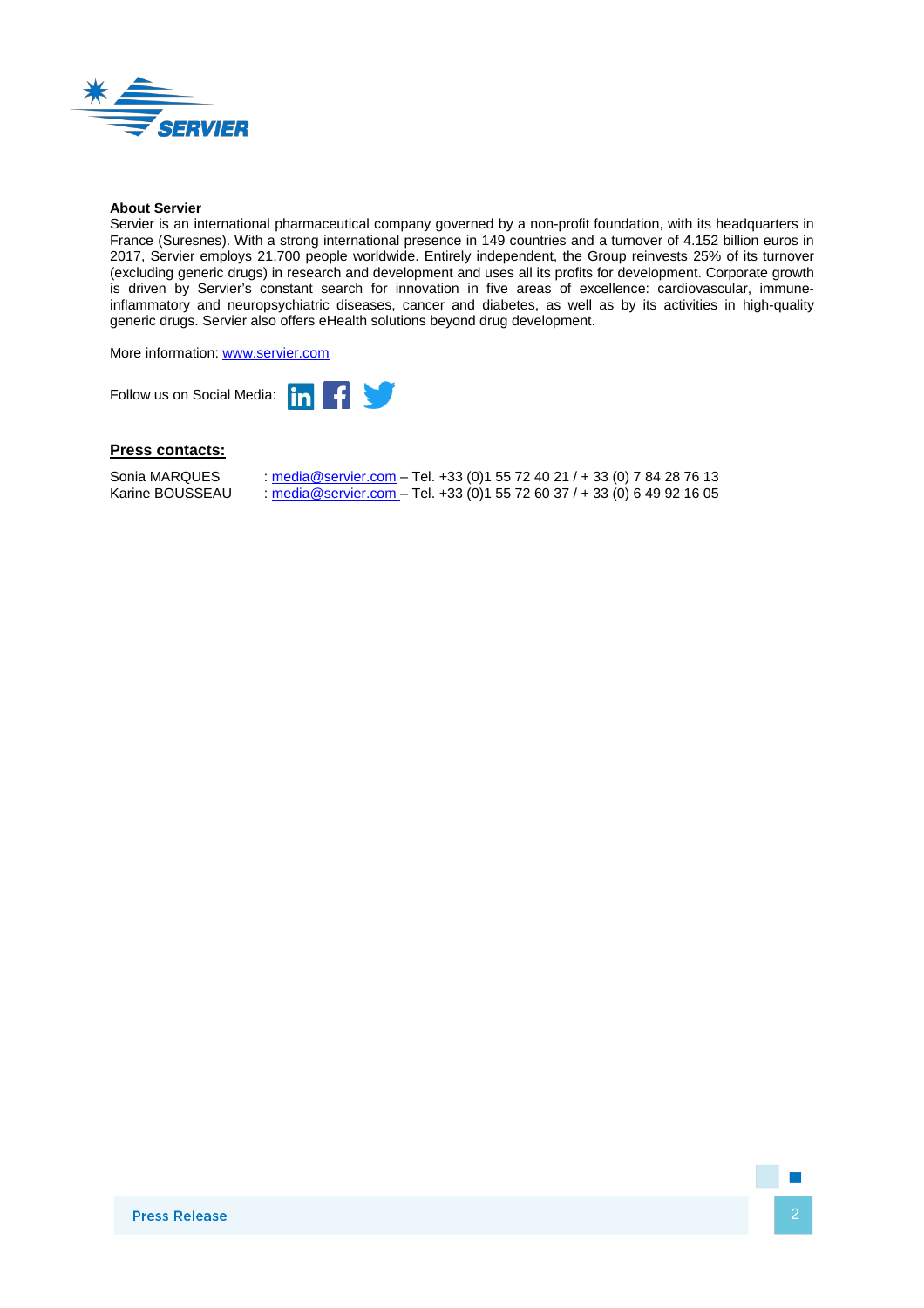**About Servier**

Servier is an international pharmaceutical company governed by a non-profit foundation, with its headquarters in France (Suresnes). With a strong international presence in 149 countries and a turnover of 4.152 billion euros in 2017, Servier employs 21,700 people worldwide. Entirely independent, the Group reinvests 25% of its turnover (excluding generic drugs) in research and development and uses all its profits for development. Corporate growth is driven by Servier's constant search for innovation in five areas of excellence: cardiovascular, immune-inflammatory and neuropsychiatric diseases, cancer and diabetes, as well as by its activities in high-quality generic drugs. Servier also offers eHealth solutions beyond drug development.

More information: www.servier.com

Follow us on Social Media:

## Press contacts:

Sonia MARQUES : media@servier.com – Tel. +33 (0)1 55 72 40 21 / + 33 (0) 7 84 28 76 13
Karine BOUSSEAU : media@servier.com – Tel. +33 (0)1 55 72 60 37 / + 33 (0) 6 49 92 16 05